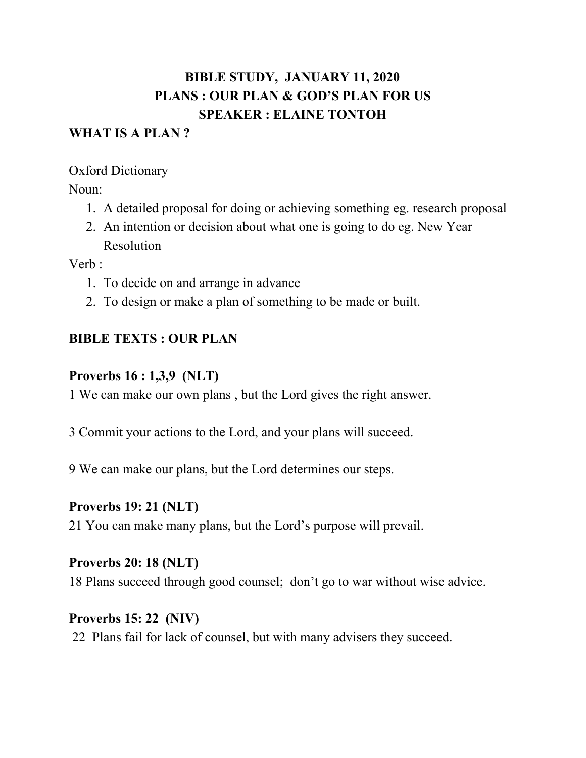# BIBLE STUDY, JANUARY 11, 2020

## PLANS : OUR PLAN & GOD'S PLAN FOR US

### SPEAKER : ELAINE TONTOH

## WHAT IS A PLAN ?

Oxford Dictionary

Noun:

1. A detailed proposal for doing or achieving something eg. research proposal
2. An intention or decision about what one is going to do eg. New Year Resolution

Verb :

1. To decide on and arrange in advance
2. To design or make a plan of something to be made or built.

## BIBLE TEXTS : OUR PLAN

**Proverbs 16 : 1,3,9 (NLT)**

1 We can make our own plans , but the Lord gives the right answer.

3 Commit your actions to the Lord, and your plans will succeed.

9 We can make our plans, but the Lord determines our steps.

**Proverbs 19: 21 (NLT)**

21 You can make many plans, but the Lord's purpose will prevail.

**Proverbs 20: 18 (NLT)**

18 Plans succeed through good counsel; don't go to war without wise advice.

**Proverbs 15: 22 (NIV)**

22 Plans fail for lack of counsel, but with many advisers they succeed.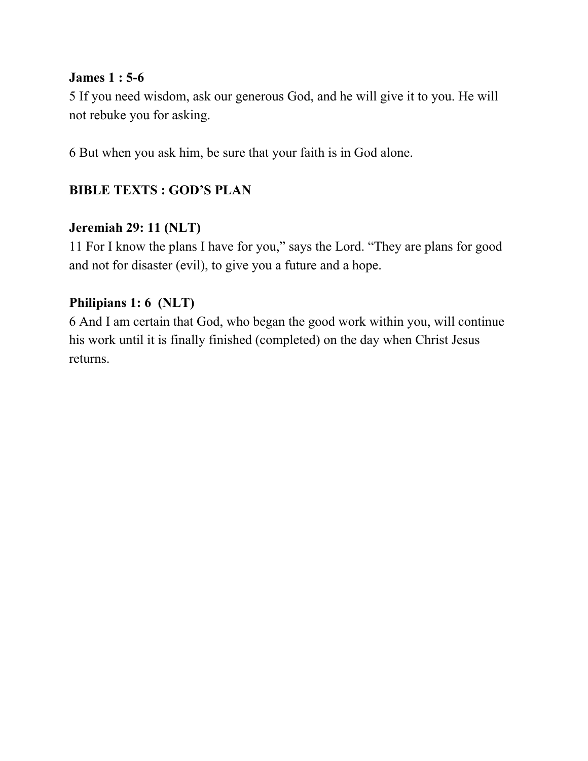**James 1 : 5-6**

5 If you need wisdom, ask our generous God, and he will give it to you. He will not rebuke you for asking.

6 But when you ask him, be sure that your faith is in God alone.

**BIBLE TEXTS : GOD'S PLAN**

**Jeremiah 29: 11 (NLT)**

11 For I know the plans I have for you," says the Lord. "They are plans for good and not for disaster (evil), to give you a future and a hope.

**Philipians 1: 6 (NLT)**

6 And I am certain that God, who began the good work within you, will continue his work until it is finally finished (completed) on the day when Christ Jesus returns.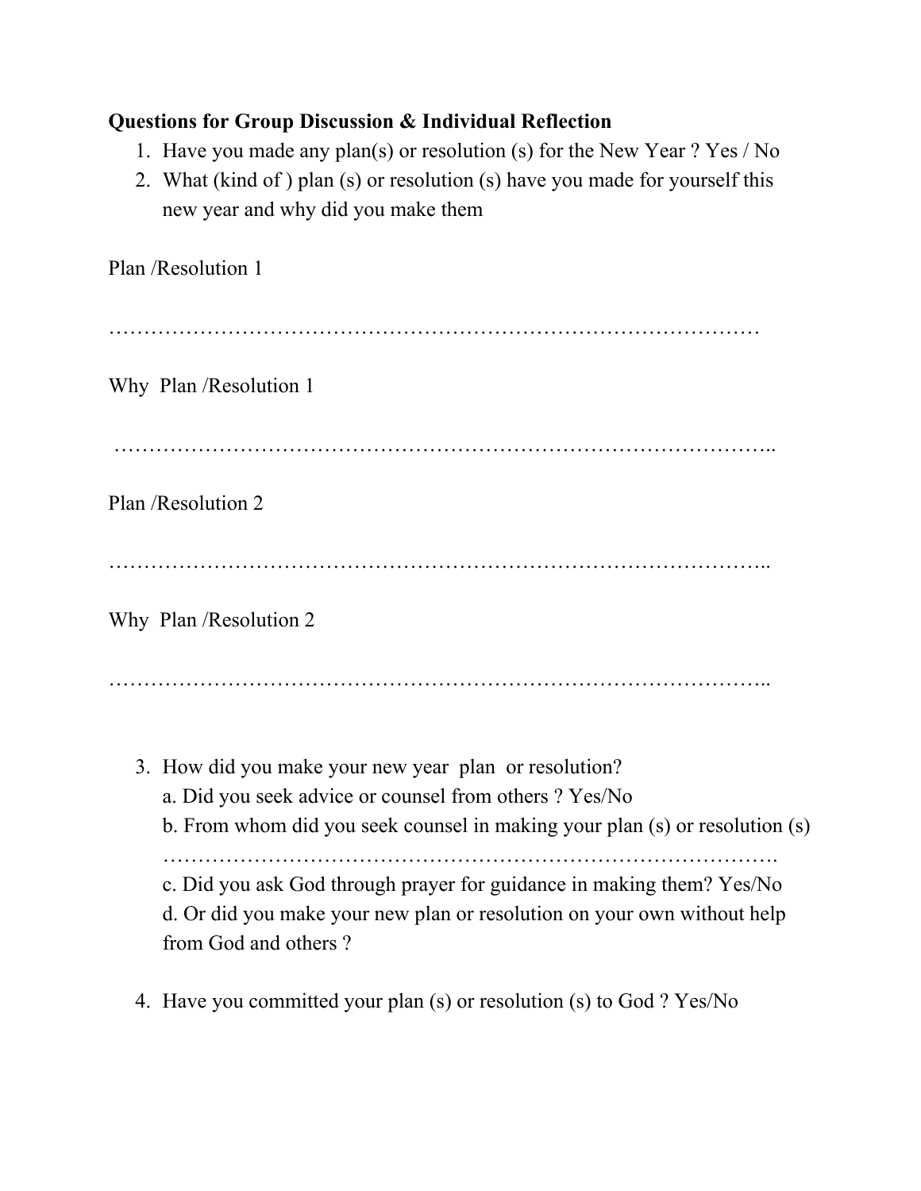**Questions for Group Discussion & Individual Reflection**

1. Have you made any plan(s) or resolution (s) for the New Year ? Yes / No
2. What (kind of ) plan (s) or resolution (s) have you made for yourself this new year and why did you make them

Plan /Resolution 1

…………………………………………………………………………………

Why Plan /Resolution 1

………………………………………………………………………………..

Plan /Resolution 2

………………………………………………………………………………..

Why Plan /Resolution 2

………………………………………………………………………………..

3. How did you make your new year plan or resolution?
   a. Did you seek advice or counsel from others ? Yes/No
   b. From whom did you seek counsel in making your plan (s) or resolution (s) …………………………………………………………………………….
   c. Did you ask God through prayer for guidance in making them? Yes/No
   d. Or did you make your new plan or resolution on your own without help from God and others ?
4. Have you committed your plan (s) or resolution (s) to God ? Yes/No